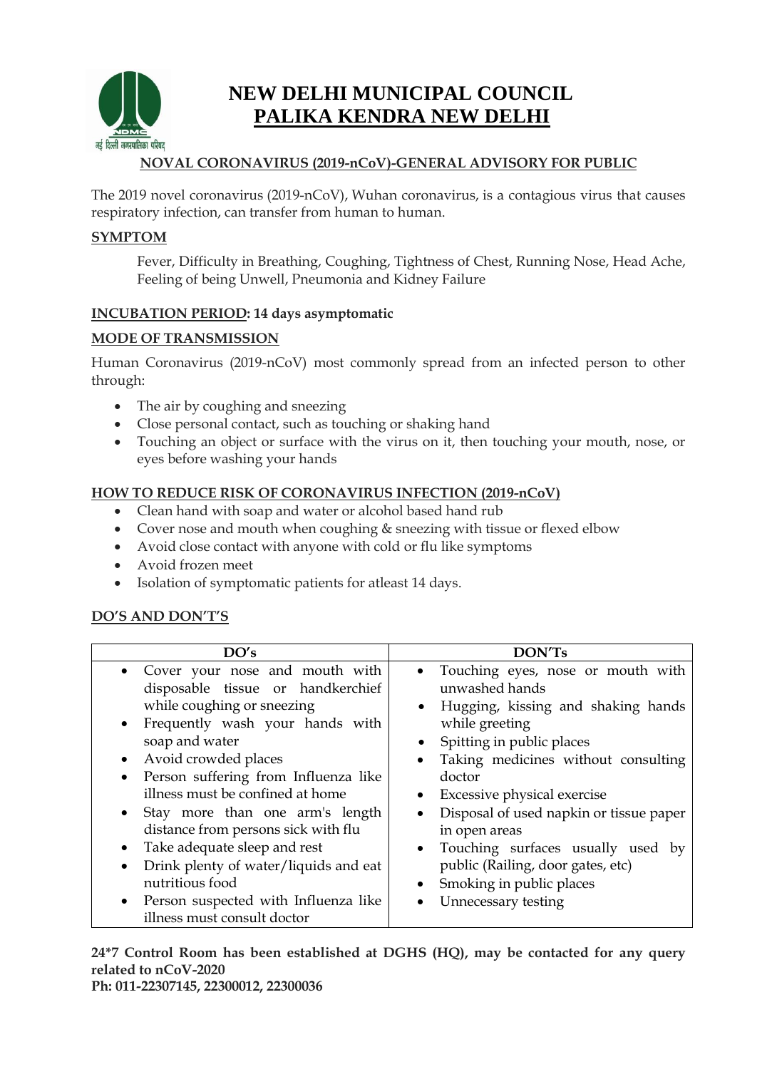# NEW DELHI MUNICIPAL COUNCIL
# PALIKA KENDRA NEW DELHI

## NOVAL CORONAVIRUS (2019-nCoV)-GENERAL ADVISORY FOR PUBLIC

The 2019 novel coronavirus (2019-nCoV), Wuhan coronavirus, is a contagious virus that causes respiratory infection, can transfer from human to human.

### SYMPTOM

Fever, Difficulty in Breathing, Coughing, Tightness of Chest, Running Nose, Head Ache, Feeling of being Unwell, Pneumonia and Kidney Failure

**INCUBATION PERIOD: 14 days asymptomatic**

### MODE OF TRANSMISSION

Human Coronavirus (2019-nCoV) most commonly spread from an infected person to other through:

- The air by coughing and sneezing
- Close personal contact, such as touching or shaking hand
- Touching an object or surface with the virus on it, then touching your mouth, nose, or eyes before washing your hands

### HOW TO REDUCE RISK OF CORONAVIRUS INFECTION (2019-nCoV)

- Clean hand with soap and water or alcohol based hand rub
- Cover nose and mouth when coughing & sneezing with tissue or flexed elbow
- Avoid close contact with anyone with cold or flu like symptoms
- Avoid frozen meet
- Isolation of symptomatic patients for atleast 14 days.

### DO'S AND DON'T'S

| DO's | DON'Ts |
|---|---|
| • Cover your nose and mouth with disposable tissue or handkerchief while coughing or sneezing<br>• Frequently wash your hands with soap and water<br>• Avoid crowded places<br>• Person suffering from Influenza like illness must be confined at home<br>• Stay more than one arm's length distance from persons sick with flu<br>• Take adequate sleep and rest<br>• Drink plenty of water/liquids and eat nutritious food<br>• Person suspected with Influenza like illness must consult doctor | • Touching eyes, nose or mouth with unwashed hands<br>• Hugging, kissing and shaking hands while greeting<br>• Spitting in public places<br>• Taking medicines without consulting doctor<br>• Excessive physical exercise<br>• Disposal of used napkin or tissue paper in open areas<br>• Touching surfaces usually used by public (Railing, door gates, etc)<br>• Smoking in public places<br>• Unnecessary testing |

**24*7 Control Room has been established at DGHS (HQ), may be contacted for any query related to nCoV-2020**
**Ph: 011-22307145, 22300012, 22300036**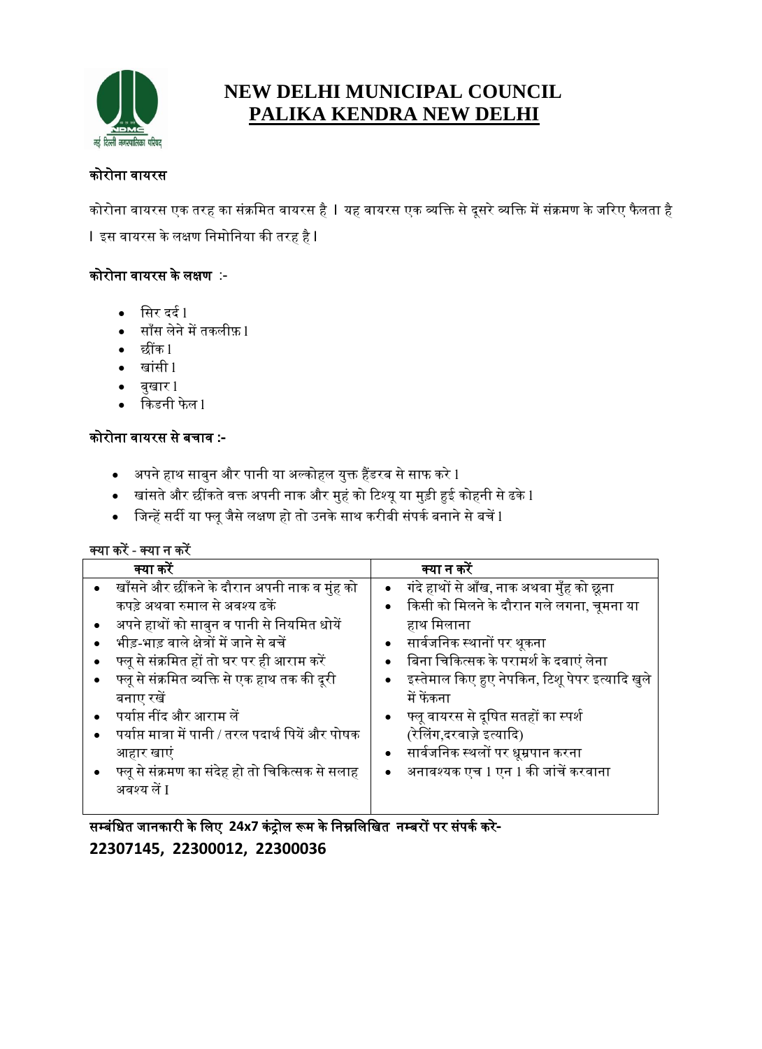# NEW DELHI MUNICIPAL COUNCIL
## PALIKA KENDRA NEW DELHI

**कोरोना वायरस**

कोरोना वायरस एक तरह का संक्रमित वायरस है । यह वायरस एक व्यक्ति से दूसरे व्यक्ति में संक्रमण के जरिए फैलता है । इस वायरस के लक्षण निमोनिया की तरह है।

**कोरोना वायरस के लक्षण :-**

- सिर दर्द।
- साँस लेने में तकलीफ़।
- छींक।
- खांसी।
- बुखार।
- किडनी फेल।

**कोरोना वायरस से बचाव :-**

- अपने हाथ साबुन और पानी या अल्कोहल युक्त हैंडरब से साफ करे।
- खांसते और छींकते वक्त अपनी नाक और मुहं को टिश्यू या मुड़ी हुई कोहनी से ढके।
- जिन्हें सर्दी या फ्लू जैसे लक्षण हो तो उनके साथ करीबी संपर्क बनाने से बचें।

**क्या करें - क्या न करें**

| क्या करें | क्या न करें |
|---|---|
| • खाँसने और छींकने के दौरान अपनी नाक व मुंह को कपड़े अथवा रुमाल से अवश्य ढकें<br>• अपने हाथों को साबुन व पानी से नियमित धोयें<br>• भीड़-भाड़ वाले क्षेत्रों में जाने से बचें<br>• फ्लू से संक्रमित हों तो घर पर ही आराम करें<br>• फ्लू से संक्रमित व्यक्ति से एक हाथ तक की दूरी बनाए रखें<br>• पर्याप्त नींद और आराम लें<br>• पर्याप्त मात्रा में पानी / तरल पदार्थ पियें और पोषक आहार खाएं<br>• फ्लू से संक्रमण का संदेह हो तो चिकित्सक से सलाह अवश्य लें I | • गंदे हाथों से आँख, नाक अथवा मुँह को छूना<br>• किसी को मिलने के दौरान गले लगना, चूमना या हाथ मिलाना<br>• सार्वजनिक स्थानों पर थूकना<br>• बिना चिकित्सक के परामर्श के दवाएं लेना<br>• इस्तेमाल किए हुए नेपकिन, टिशू पेपर इत्यादि खुले में फेंकना<br>• फ्लू वायरस से दूषित सतहों का स्पर्श (रेलिंग,दरवाज़े इत्यादि)<br>• सार्वजनिक स्थलों पर धूम्रपान करना<br>• अनावश्यक एच 1 एन 1 की जांचें करवाना |

**सम्बंधित जानकारी के लिए 24x7 कंट्रोल रूम के निम्नलिखित नम्बरों पर संपर्क करे-**
**22307145, 22300012, 22300036**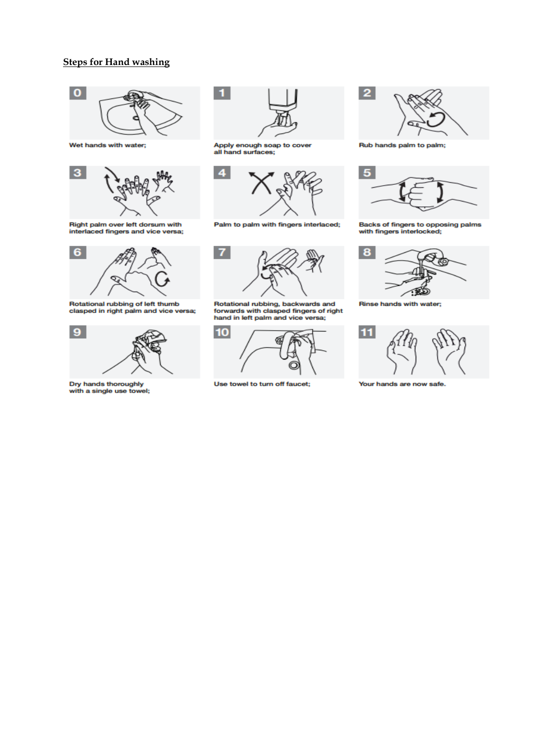**Steps for Hand washing**

0 Wet hands with water;

1 Apply enough soap to cover all hand surfaces;

2 Rub hands palm to palm;

3 Right palm over left dorsum with interlaced fingers and vice versa;

4 Palm to palm with fingers interlaced;

5 Backs of fingers to opposing palms with fingers interlocked;

6 Rotational rubbing of left thumb clasped in right palm and vice versa;

7 Rotational rubbing, backwards and forwards with clasped fingers of right hand in left palm and vice versa;

8 Rinse hands with water;

9 Dry hands thoroughly with a single use towel;

10 Use towel to turn off faucet;

11 Your hands are now safe.